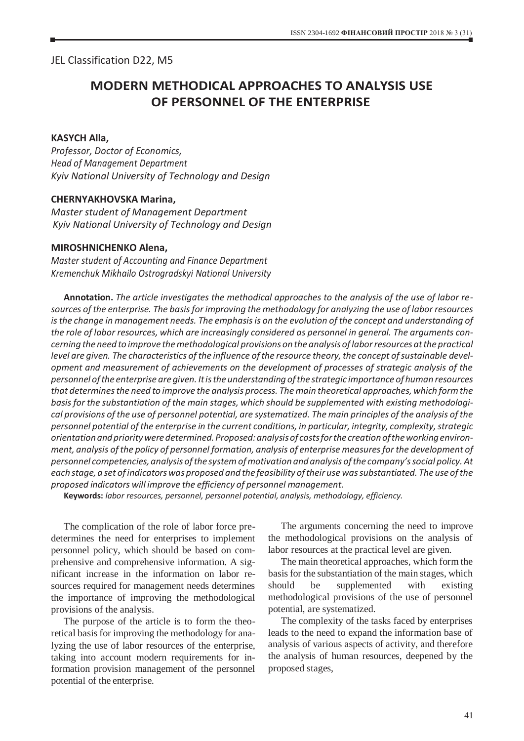JEL Classification D22, M5

# MODERN METHODICAL APPROACHES TO ANALYSIS USE OF PERSONNEL OF THE ENTERPRISE

**KASYCH Alla,**
*Professor, Doctor of Economics,*
*Head of Management Department*
*Kyiv National University of Technology and Design*

**CHERNYAKHOVSKA Marina,**
*Master student of Management Department*
*Kyiv National University of Technology and Design*

**MIROSHNICHENKO Alena,**
*Master student of Accounting and Finance Department*
*Kremenchuk Mikhailo Ostrogradskyi National University*

**Annotation.** *The article investigates the methodical approaches to the analysis of the use of labor resources of the enterprise. The basis for improving the methodology for analyzing the use of labor resources is the change in management needs. The emphasis is on the evolution of the concept and understanding of the role of labor resources, which are increasingly considered as personnel in general. The arguments concerning the need to improve the methodological provisions on the analysis of labor resources at the practical level are given. The characteristics of the influence of the resource theory, the concept of sustainable development and measurement of achievements on the development of processes of strategic analysis of the personnel of the enterprise are given. It is the understanding of the strategic importance of human resources that determines the need to improve the analysis process. The main theoretical approaches, which form the basis for the substantiation of the main stages, which should be supplemented with existing methodological provisions of the use of personnel potential, are systematized. The main principles of the analysis of the personnel potential of the enterprise in the current conditions, in particular, integrity, complexity, strategic orientation and priority were determined. Proposed: analysis of costs for the creation of the working environment, analysis of the policy of personnel formation, analysis of enterprise measures for the development of personnel competencies, analysis of the system of motivation and analysis of the company's social policy. At each stage, a set of indicators was proposed and the feasibility of their use was substantiated. The use of the proposed indicators will improve the efficiency of personnel management.*

**Keywords:** *labor resources, personnel, personnel potential, analysis, methodology, efficiency.*

The complication of the role of labor force predetermines the need for enterprises to implement personnel policy, which should be based on comprehensive and comprehensive information. A significant increase in the information on labor resources required for management needs determines the importance of improving the methodological provisions of the analysis.

The purpose of the article is to form the theoretical basis for improving the methodology for analyzing the use of labor resources of the enterprise, taking into account modern requirements for information provision management of the personnel potential of the enterprise.

The arguments concerning the need to improve the methodological provisions on the analysis of labor resources at the practical level are given.

The main theoretical approaches, which form the basis for the substantiation of the main stages, which should be supplemented with existing methodological provisions of the use of personnel potential, are systematized.

The complexity of the tasks faced by enterprises leads to the need to expand the information base of analysis of various aspects of activity, and therefore the analysis of human resources, deepened by the proposed stages,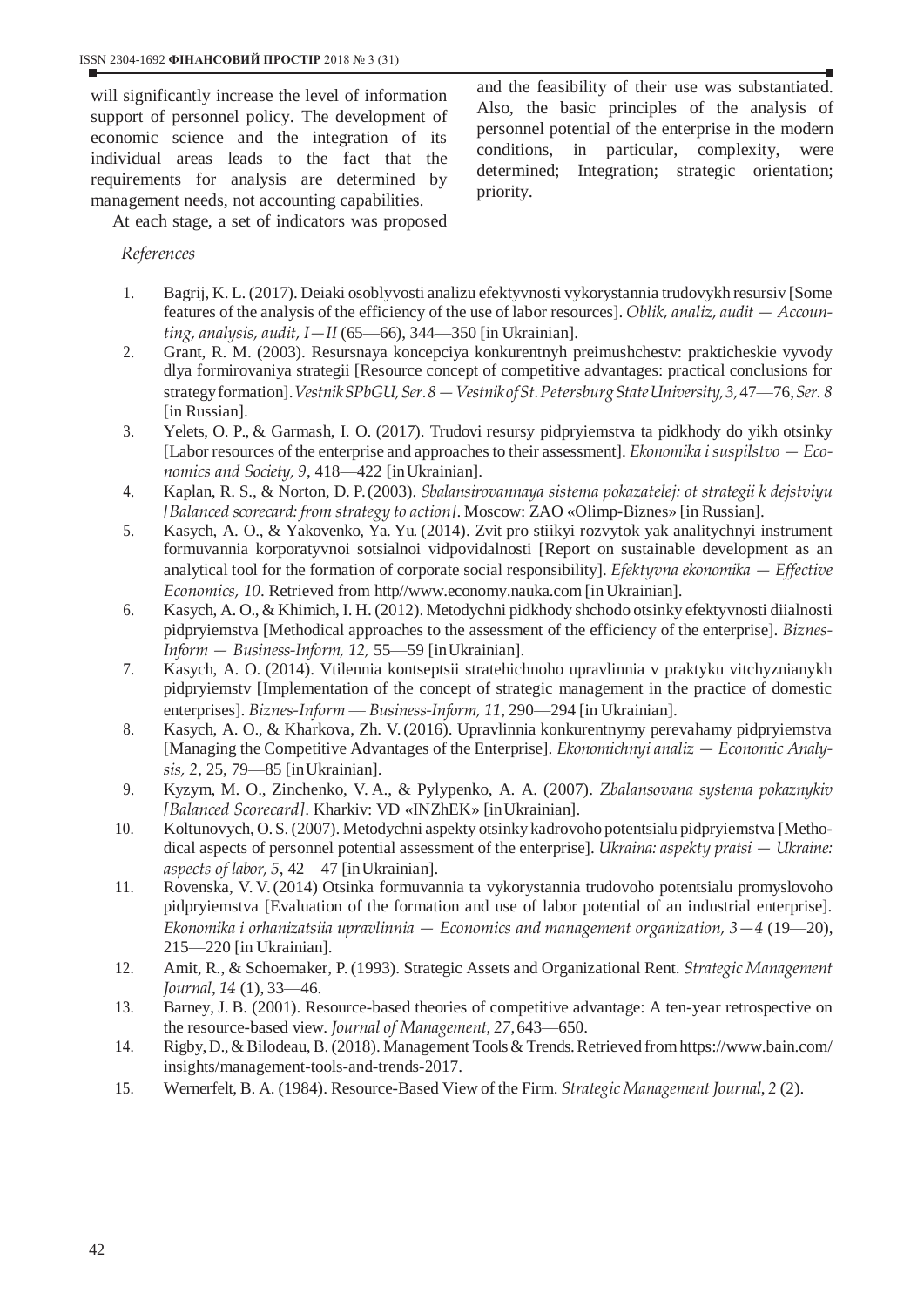will significantly increase the level of information support of personnel policy. The development of economic science and the integration of its individual areas leads to the fact that the requirements for analysis are determined by management needs, not accounting capabilities.

At each stage, a set of indicators was proposed and the feasibility of their use was substantiated. Also, the basic principles of the analysis of personnel potential of the enterprise in the modern conditions, in particular, complexity, were determined; Integration; strategic orientation; priority.

*References*

1. Bagrij, K. L. (2017). Deiaki osoblyvosti analizu efektyvnosti vykorystannia trudovykh resursiv [Some features of the analysis of the efficiency of the use of labor resources]. *Oblik, analiz, audit — Accounting, analysis, audit, I—II* (65—66), 344—350 [in Ukrainian].
2. Grant, R. M. (2003). Resursnaya koncepciya konkurentnyh preimushchestv: prakticheskie vyvody dlya formirovaniya strategii [Resource concept of competitive advantages: practical conclusions for strategy formation]. *Vestnik SPbGU, Ser. 8 — Vestnik of St. Petersburg State University, 3*, 47—76, *Ser. 8* [in Russian].
3. Yelets, O. P., & Garmash, I. O. (2017). Trudovi resursy pidpryiemstva ta pidkhody do yikh otsinky [Labor resources of the enterprise and approaches to their assessment]. *Ekonomika i suspilstvo — Economics and Society, 9*, 418—422 [in Ukrainian].
4. Kaplan, R. S., & Norton, D. P. (2003). *Sbalansirovannaya sistema pokazatelej: ot strategii k dejstviyu [Balanced scorecard: from strategy to action]*. Moscow: ZAO «Olimp-Biznes» [in Russian].
5. Kasych, A. O., & Yakovenko, Ya. Yu. (2014). Zvit pro stiikyi rozvytok yak analitychnyi instrument formuvannia korporatyvnoi sotsialnoi vidpovidalnosti [Report on sustainable development as an analytical tool for the formation of corporate social responsibility]. *Efektyvna ekonomika — Effective Economics, 10*. Retrieved from http//www.economy.nauka.com [in Ukrainian].
6. Kasych, A. O., & Khimich, I. H. (2012). Metodychni pidkhody shchodo otsinky efektyvnosti diialnosti pidpryiemstva [Methodical approaches to the assessment of the efficiency of the enterprise]. *Biznes-Inform — Business-Inform, 12,* 55—59 [in Ukrainian].
7. Kasych, A. O. (2014). Vtilennia kontseptsii stratehichnoho upravlinnia v praktyku vitchyznianykh pidpryiemstv [Implementation of the concept of strategic management in the practice of domestic enterprises]. *Biznes-Inform — Business-Inform, 11*, 290—294 [in Ukrainian].
8. Kasych, A. O., & Kharkova, Zh. V. (2016). Upravlinnia konkurentnymy perevahamy pidpryiemstva [Managing the Competitive Advantages of the Enterprise]. *Ekonomichnyi analiz — Economic Analysis, 2*, 25, 79—85 [in Ukrainian].
9. Kyzym, M. O., Zinchenko, V. A., & Pylypenko, A. A. (2007). *Zbalansovana systema pokaznykiv [Balanced Scorecard]*. Kharkiv: VD «INZhEK» [in Ukrainian].
10. Koltunovych, O. S. (2007). Metodychni aspekty otsinky kadrovoho potentsialu pidpryiemstva [Methodical aspects of personnel potential assessment of the enterprise]. *Ukraina: aspekty pratsi — Ukraine: aspects of labor, 5*, 42—47 [in Ukrainian].
11. Rovenska, V. V. (2014) Otsinka formuvannia ta vykorystannia trudovoho potentsialu promyslovoho pidpryiemstva [Evaluation of the formation and use of labor potential of an industrial enterprise]. *Ekonomika i orhanizatsiia upravlinnia — Economics and management organization, 3—4* (19—20), 215—220 [in Ukrainian].
12. Amit, R., & Schoemaker, P. (1993). Strategic Assets and Organizational Rent. *Strategic Management Journal*, *14* (1), 33—46.
13. Barney, J. B. (2001). Resource-based theories of competitive advantage: A ten-year retrospective on the resource-based view. *Journal of Management*, *27*, 643—650.
14. Rigby, D., & Bilodeau, B. (2018). Management Tools & Trends. Retrieved from https://www.bain.com/insights/management-tools-and-trends-2017.
15. Wernerfelt, B. A. (1984). Resource-Based View of the Firm. *Strategic Management Journal*, *2* (2).